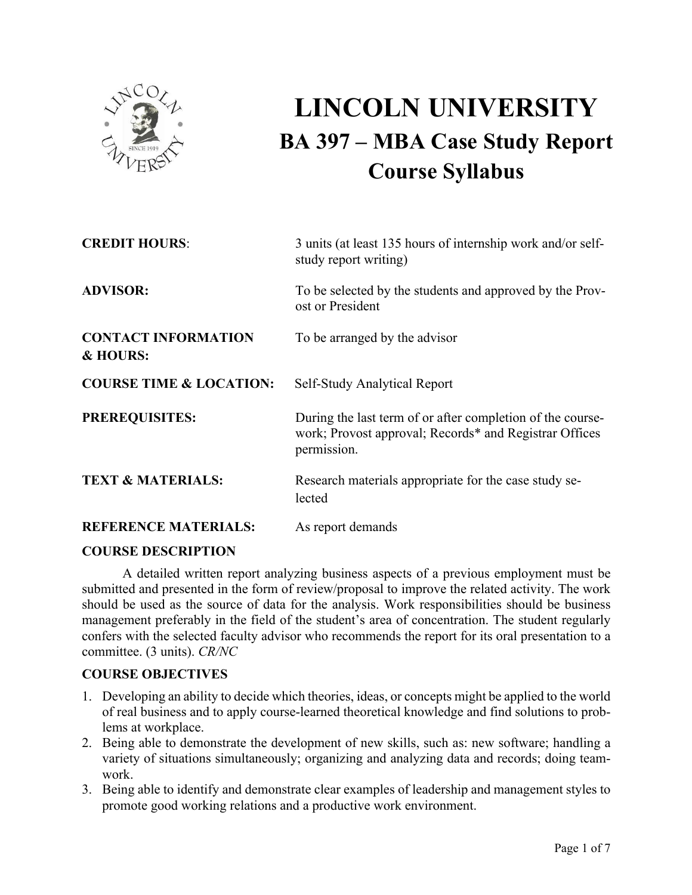# LINCOLN UNIVERSITY

## BA 397 – MBA Case Study Report

## Course Syllabus

| | |
|---|---|
| **CREDIT HOURS**: | 3 units (at least 135 hours of internship work and/or self-study report writing) |
| **ADVISOR:** | To be selected by the students and approved by the Provost or President |
| **CONTACT INFORMATION & HOURS:** | To be arranged by the advisor |
| **COURSE TIME & LOCATION:** | Self-Study Analytical Report |
| **PREREQUISITES:** | During the last term of or after completion of the coursework; Provost approval; Records* and Registrar Offices permission. |
| **TEXT & MATERIALS:** | Research materials appropriate for the case study selected |
| **REFERENCE MATERIALS:** | As report demands |

**COURSE DESCRIPTION**

A detailed written report analyzing business aspects of a previous employment must be submitted and presented in the form of review/proposal to improve the related activity. The work should be used as the source of data for the analysis. Work responsibilities should be business management preferably in the field of the student's area of concentration. The student regularly confers with the selected faculty advisor who recommends the report for its oral presentation to a committee. (3 units). *CR/NC*

**COURSE OBJECTIVES**

1. Developing an ability to decide which theories, ideas, or concepts might be applied to the world of real business and to apply course-learned theoretical knowledge and find solutions to problems at workplace.
2. Being able to demonstrate the development of new skills, such as: new software; handling a variety of situations simultaneously; organizing and analyzing data and records; doing teamwork.
3. Being able to identify and demonstrate clear examples of leadership and management styles to promote good working relations and a productive work environment.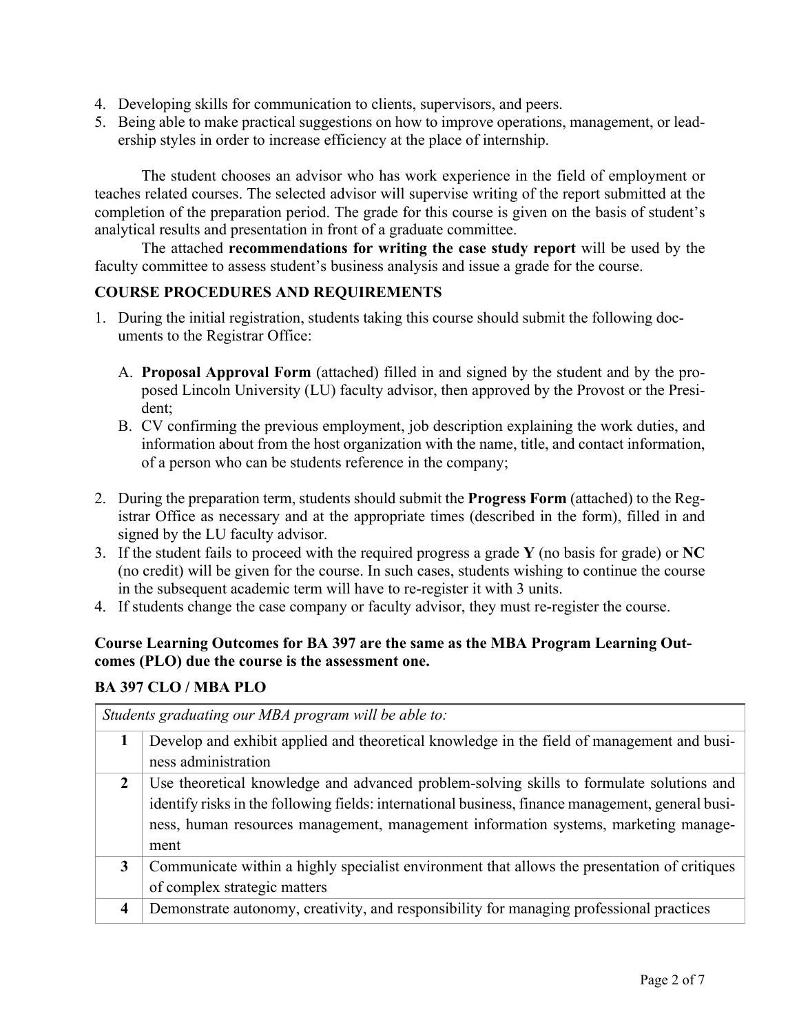4. Developing skills for communication to clients, supervisors, and peers.
5. Being able to make practical suggestions on how to improve operations, management, or leadership styles in order to increase efficiency at the place of internship.

The student chooses an advisor who has work experience in the field of employment or teaches related courses. The selected advisor will supervise writing of the report submitted at the completion of the preparation period. The grade for this course is given on the basis of student's analytical results and presentation in front of a graduate committee.

The attached **recommendations for writing the case study report** will be used by the faculty committee to assess student's business analysis and issue a grade for the course.

## COURSE PROCEDURES AND REQUIREMENTS

1. During the initial registration, students taking this course should submit the following documents to the Registrar Office:

   A. **Proposal Approval Form** (attached) filled in and signed by the student and by the proposed Lincoln University (LU) faculty advisor, then approved by the Provost or the President;

   B. CV confirming the previous employment, job description explaining the work duties, and information about from the host organization with the name, title, and contact information, of a person who can be students reference in the company;

2. During the preparation term, students should submit the **Progress Form** (attached) to the Registrar Office as necessary and at the appropriate times (described in the form), filled in and signed by the LU faculty advisor.
3. If the student fails to proceed with the required progress a grade **Y** (no basis for grade) or **NC** (no credit) will be given for the course. In such cases, students wishing to continue the course in the subsequent academic term will have to re-register it with 3 units.
4. If students change the case company or faculty advisor, they must re-register the course.

**Course Learning Outcomes for BA 397 are the same as the MBA Program Learning Outcomes (PLO) due the course is the assessment one.**

## BA 397 CLO / MBA PLO

| *Students graduating our MBA program will be able to:* | |
|---|---|
| **1** | Develop and exhibit applied and theoretical knowledge in the field of management and business administration |
| **2** | Use theoretical knowledge and advanced problem-solving skills to formulate solutions and identify risks in the following fields: international business, finance management, general business, human resources management, management information systems, marketing management |
| **3** | Communicate within a highly specialist environment that allows the presentation of critiques of complex strategic matters |
| **4** | Demonstrate autonomy, creativity, and responsibility for managing professional practices |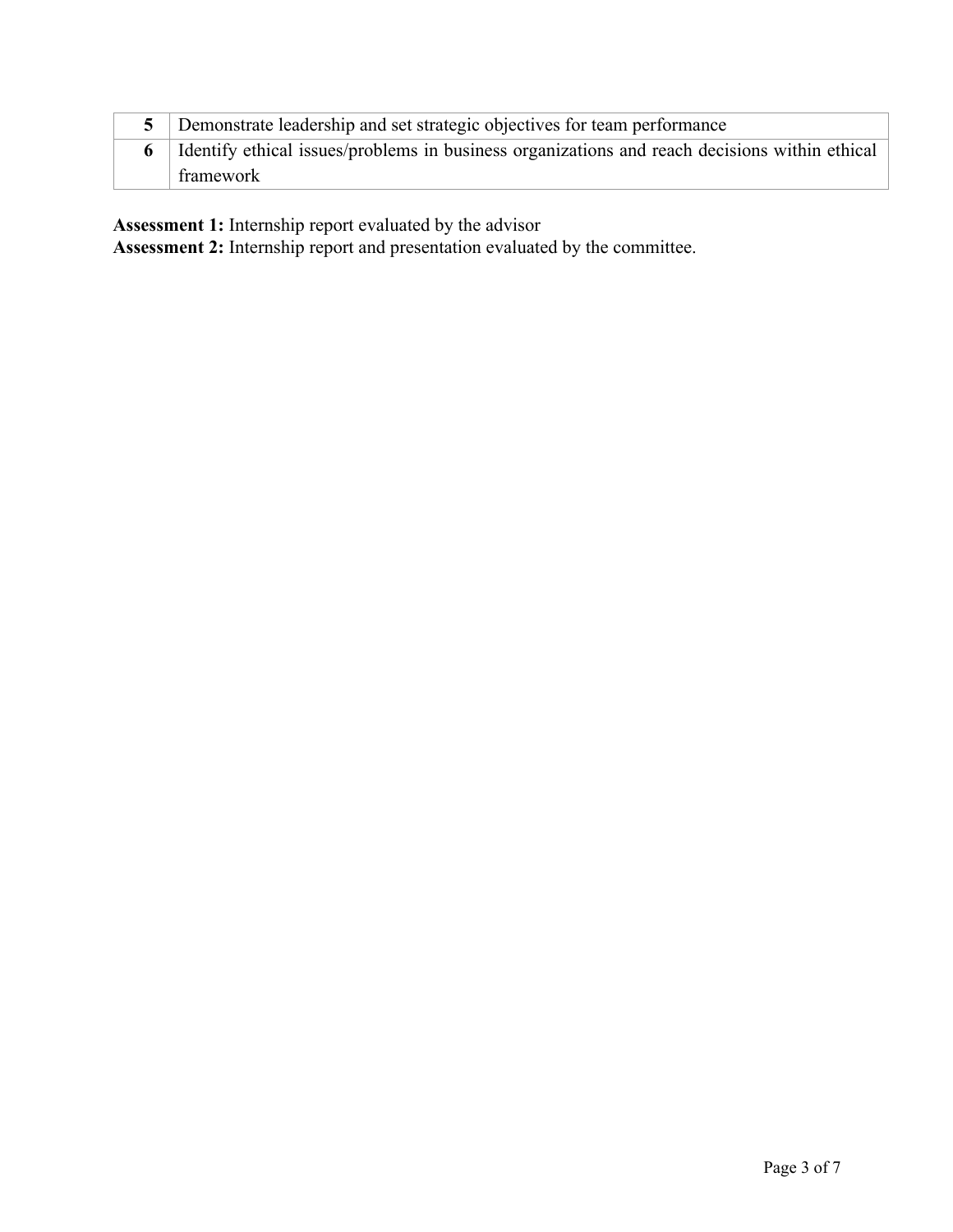| | |
|---|---|
| **5** | Demonstrate leadership and set strategic objectives for team performance |
| **6** | Identify ethical issues/problems in business organizations and reach decisions within ethical framework |

**Assessment 1:** Internship report evaluated by the advisor
**Assessment 2:** Internship report and presentation evaluated by the committee.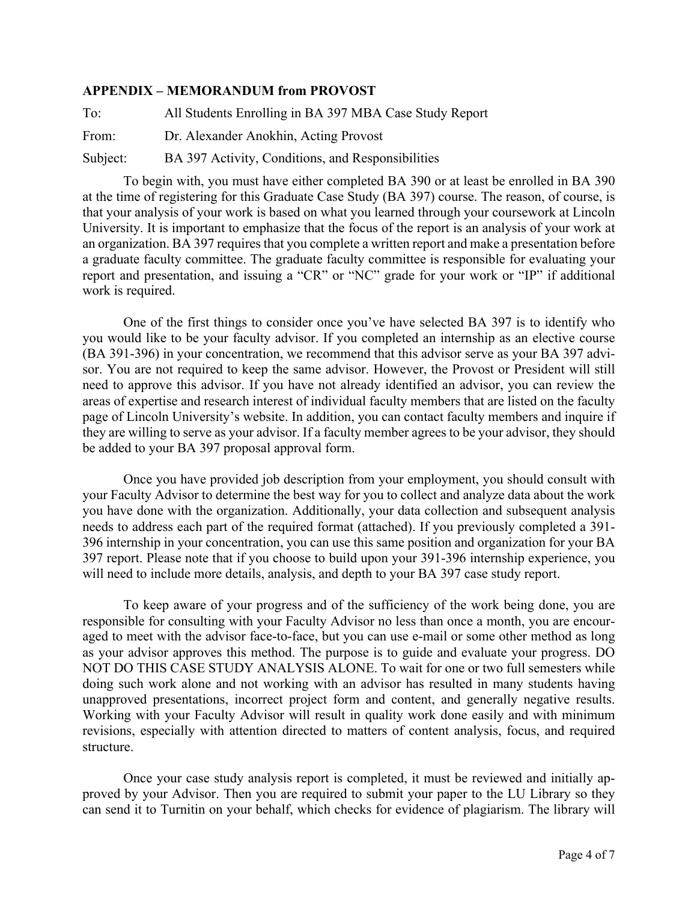**APPENDIX – MEMORANDUM from PROVOST**

To: All Students Enrolling in BA 397 MBA Case Study Report

From: Dr. Alexander Anokhin, Acting Provost

Subject: BA 397 Activity, Conditions, and Responsibilities

To begin with, you must have either completed BA 390 or at least be enrolled in BA 390 at the time of registering for this Graduate Case Study (BA 397) course. The reason, of course, is that your analysis of your work is based on what you learned through your coursework at Lincoln University. It is important to emphasize that the focus of the report is an analysis of your work at an organization. BA 397 requires that you complete a written report and make a presentation before a graduate faculty committee. The graduate faculty committee is responsible for evaluating your report and presentation, and issuing a "CR" or "NC" grade for your work or "IP" if additional work is required.

One of the first things to consider once you've have selected BA 397 is to identify who you would like to be your faculty advisor. If you completed an internship as an elective course (BA 391-396) in your concentration, we recommend that this advisor serve as your BA 397 advisor. You are not required to keep the same advisor. However, the Provost or President will still need to approve this advisor. If you have not already identified an advisor, you can review the areas of expertise and research interest of individual faculty members that are listed on the faculty page of Lincoln University's website. In addition, you can contact faculty members and inquire if they are willing to serve as your advisor. If a faculty member agrees to be your advisor, they should be added to your BA 397 proposal approval form.

Once you have provided job description from your employment, you should consult with your Faculty Advisor to determine the best way for you to collect and analyze data about the work you have done with the organization. Additionally, your data collection and subsequent analysis needs to address each part of the required format (attached). If you previously completed a 391-396 internship in your concentration, you can use this same position and organization for your BA 397 report. Please note that if you choose to build upon your 391-396 internship experience, you will need to include more details, analysis, and depth to your BA 397 case study report.

To keep aware of your progress and of the sufficiency of the work being done, you are responsible for consulting with your Faculty Advisor no less than once a month, you are encouraged to meet with the advisor face-to-face, but you can use e-mail or some other method as long as your advisor approves this method. The purpose is to guide and evaluate your progress. DO NOT DO THIS CASE STUDY ANALYSIS ALONE. To wait for one or two full semesters while doing such work alone and not working with an advisor has resulted in many students having unapproved presentations, incorrect project form and content, and generally negative results. Working with your Faculty Advisor will result in quality work done easily and with minimum revisions, especially with attention directed to matters of content analysis, focus, and required structure.

Once your case study analysis report is completed, it must be reviewed and initially approved by your Advisor. Then you are required to submit your paper to the LU Library so they can send it to Turnitin on your behalf, which checks for evidence of plagiarism. The library will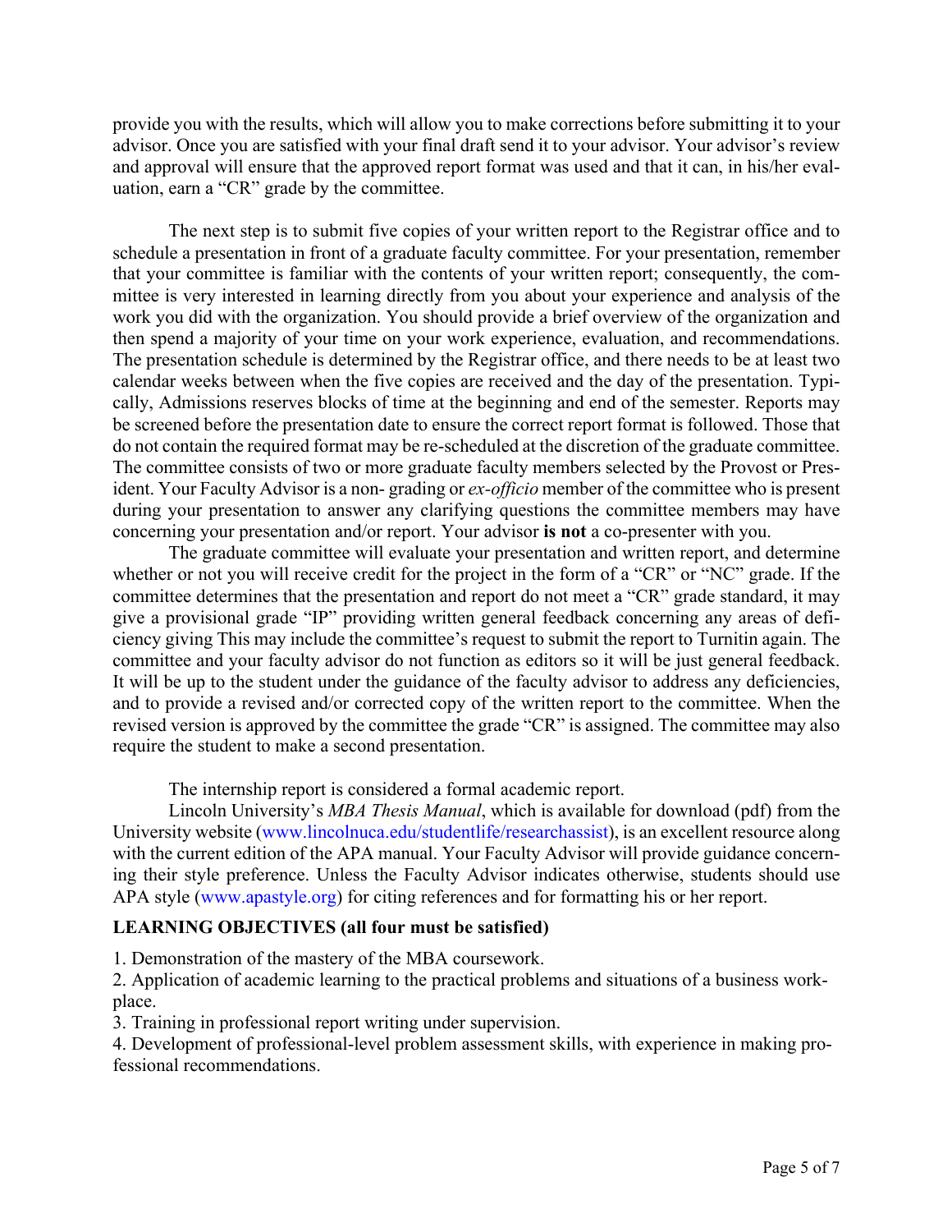provide you with the results, which will allow you to make corrections before submitting it to your advisor. Once you are satisfied with your final draft send it to your advisor. Your advisor's review and approval will ensure that the approved report format was used and that it can, in his/her evaluation, earn a "CR" grade by the committee.

The next step is to submit five copies of your written report to the Registrar office and to schedule a presentation in front of a graduate faculty committee. For your presentation, remember that your committee is familiar with the contents of your written report; consequently, the committee is very interested in learning directly from you about your experience and analysis of the work you did with the organization. You should provide a brief overview of the organization and then spend a majority of your time on your work experience, evaluation, and recommendations. The presentation schedule is determined by the Registrar office, and there needs to be at least two calendar weeks between when the five copies are received and the day of the presentation. Typically, Admissions reserves blocks of time at the beginning and end of the semester. Reports may be screened before the presentation date to ensure the correct report format is followed. Those that do not contain the required format may be re-scheduled at the discretion of the graduate committee. The committee consists of two or more graduate faculty members selected by the Provost or President. Your Faculty Advisor is a non- grading or *ex-officio* member of the committee who is present during your presentation to answer any clarifying questions the committee members may have concerning your presentation and/or report. Your advisor **is not** a co-presenter with you.

The graduate committee will evaluate your presentation and written report, and determine whether or not you will receive credit for the project in the form of a "CR" or "NC" grade. If the committee determines that the presentation and report do not meet a "CR" grade standard, it may give a provisional grade "IP" providing written general feedback concerning any areas of deficiency giving This may include the committee's request to submit the report to Turnitin again. The committee and your faculty advisor do not function as editors so it will be just general feedback. It will be up to the student under the guidance of the faculty advisor to address any deficiencies, and to provide a revised and/or corrected copy of the written report to the committee. When the revised version is approved by the committee the grade "CR" is assigned. The committee may also require the student to make a second presentation.

The internship report is considered a formal academic report.

Lincoln University's *MBA Thesis Manual*, which is available for download (pdf) from the University website (www.lincolnuca.edu/studentlife/researchassist), is an excellent resource along with the current edition of the APA manual. Your Faculty Advisor will provide guidance concerning their style preference. Unless the Faculty Advisor indicates otherwise, students should use APA style (www.apastyle.org) for citing references and for formatting his or her report.

**LEARNING OBJECTIVES (all four must be satisfied)**

1. Demonstration of the mastery of the MBA coursework.
2. Application of academic learning to the practical problems and situations of a business workplace.
3. Training in professional report writing under supervision.
4. Development of professional-level problem assessment skills, with experience in making professional recommendations.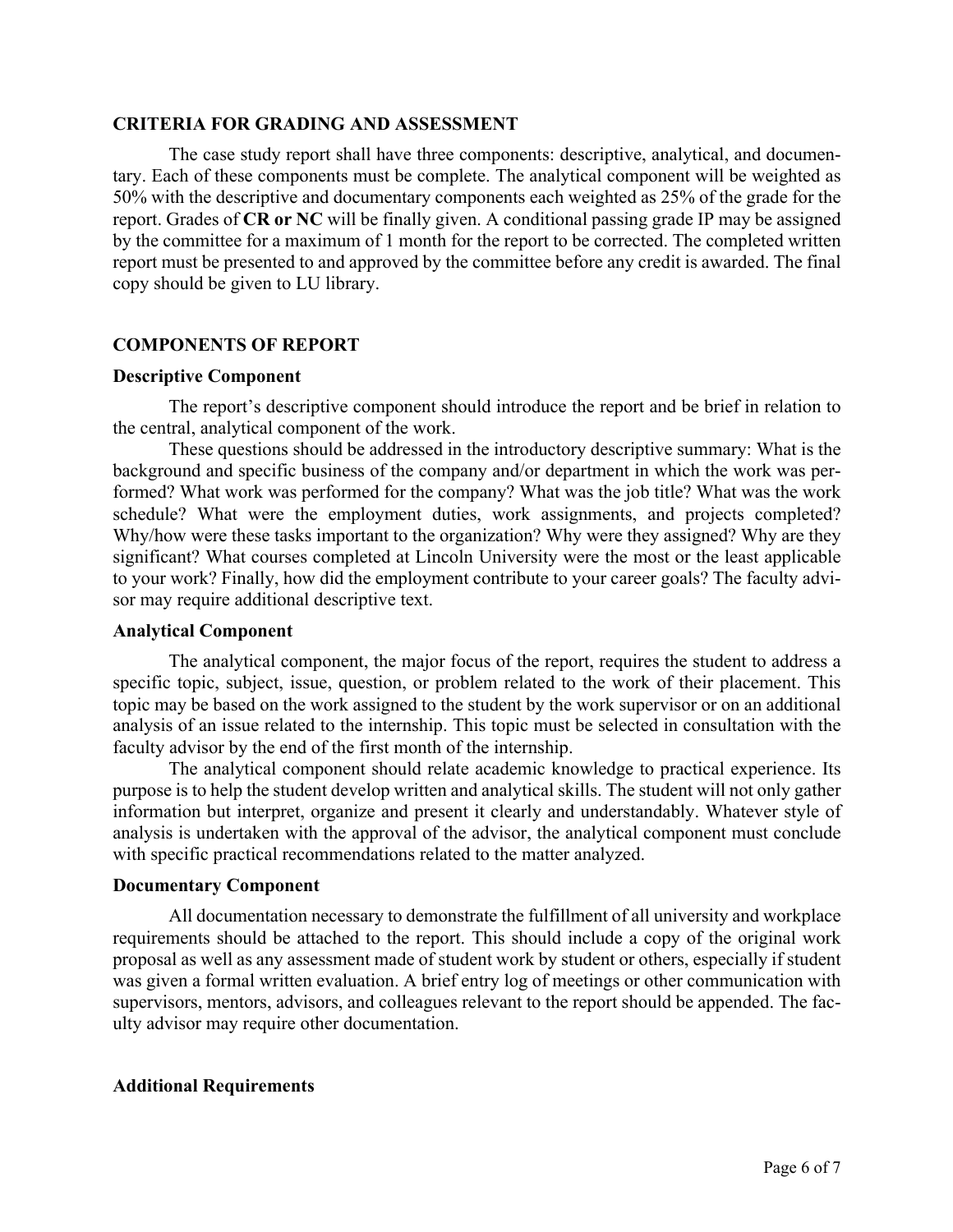## CRITERIA FOR GRADING AND ASSESSMENT

The case study report shall have three components: descriptive, analytical, and documentary. Each of these components must be complete. The analytical component will be weighted as 50% with the descriptive and documentary components each weighted as 25% of the grade for the report. Grades of **CR or NC** will be finally given. A conditional passing grade IP may be assigned by the committee for a maximum of 1 month for the report to be corrected. The completed written report must be presented to and approved by the committee before any credit is awarded. The final copy should be given to LU library.

## COMPONENTS OF REPORT

### Descriptive Component

The report's descriptive component should introduce the report and be brief in relation to the central, analytical component of the work.

These questions should be addressed in the introductory descriptive summary: What is the background and specific business of the company and/or department in which the work was performed? What work was performed for the company? What was the job title? What was the work schedule? What were the employment duties, work assignments, and projects completed? Why/how were these tasks important to the organization? Why were they assigned? Why are they significant? What courses completed at Lincoln University were the most or the least applicable to your work? Finally, how did the employment contribute to your career goals? The faculty advisor may require additional descriptive text.

### Analytical Component

The analytical component, the major focus of the report, requires the student to address a specific topic, subject, issue, question, or problem related to the work of their placement. This topic may be based on the work assigned to the student by the work supervisor or on an additional analysis of an issue related to the internship. This topic must be selected in consultation with the faculty advisor by the end of the first month of the internship.

The analytical component should relate academic knowledge to practical experience. Its purpose is to help the student develop written and analytical skills. The student will not only gather information but interpret, organize and present it clearly and understandably. Whatever style of analysis is undertaken with the approval of the advisor, the analytical component must conclude with specific practical recommendations related to the matter analyzed.

### Documentary Component

All documentation necessary to demonstrate the fulfillment of all university and workplace requirements should be attached to the report. This should include a copy of the original work proposal as well as any assessment made of student work by student or others, especially if student was given a formal written evaluation. A brief entry log of meetings or other communication with supervisors, mentors, advisors, and colleagues relevant to the report should be appended. The faculty advisor may require other documentation.

### Additional Requirements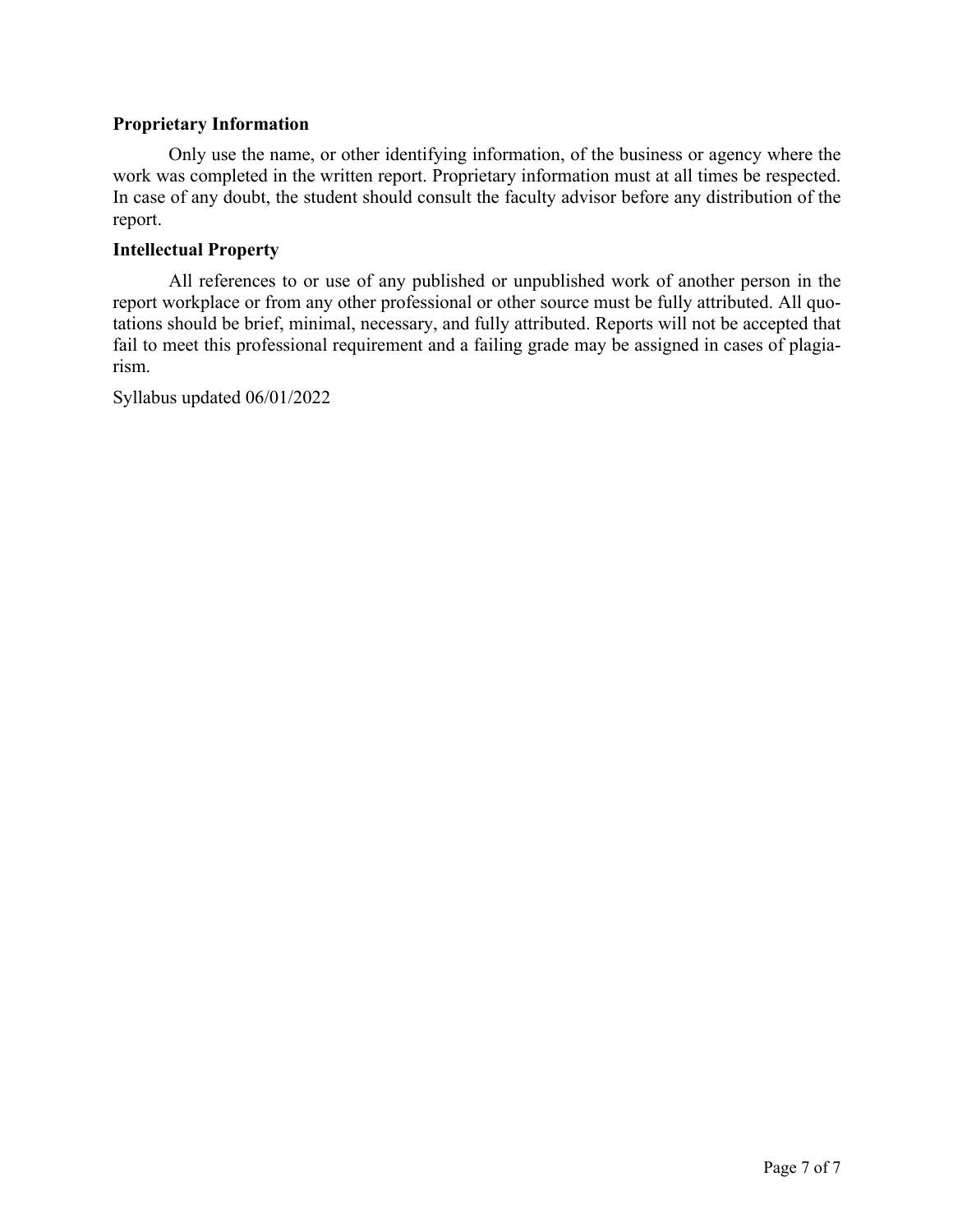**Proprietary Information**

Only use the name, or other identifying information, of the business or agency where the work was completed in the written report. Proprietary information must at all times be respected. In case of any doubt, the student should consult the faculty advisor before any distribution of the report.

**Intellectual Property**

All references to or use of any published or unpublished work of another person in the report workplace or from any other professional or other source must be fully attributed. All quotations should be brief, minimal, necessary, and fully attributed. Reports will not be accepted that fail to meet this professional requirement and a failing grade may be assigned in cases of plagiarism.

Syllabus updated 06/01/2022